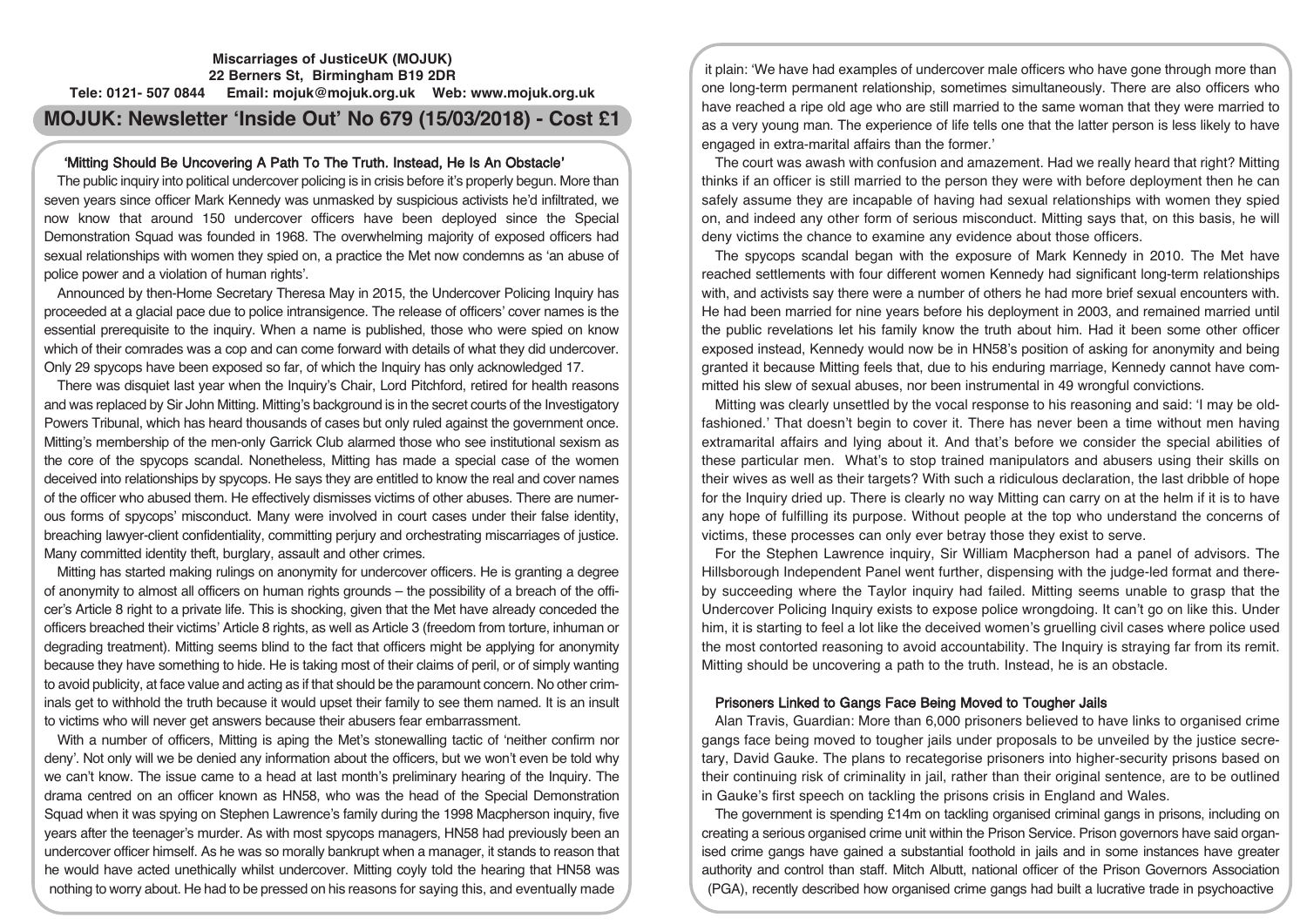**Miscarriages of JusticeUK (MOJUK)**
**22 Berners St, Birmingham B19 2DR**
**Tele: 0121- 507 0844 Email: mojuk@mojuk.org.uk Web: www.mojuk.org.uk**

# MOJUK: Newsletter 'Inside Out' No 679 (15/03/2018) - Cost £1

## 'Mitting Should Be Uncovering A Path To The Truth. Instead, He Is An Obstacle'

The public inquiry into political undercover policing is in crisis before it's properly begun. More than seven years since officer Mark Kennedy was unmasked by suspicious activists he'd infiltrated, we now know that around 150 undercover officers have been deployed since the Special Demonstration Squad was founded in 1968. The overwhelming majority of exposed officers had sexual relationships with women they spied on, a practice the Met now condemns as 'an abuse of police power and a violation of human rights'.

Announced by then-Home Secretary Theresa May in 2015, the Undercover Policing Inquiry has proceeded at a glacial pace due to police intransigence. The release of officers' cover names is the essential prerequisite to the inquiry. When a name is published, those who were spied on know which of their comrades was a cop and can come forward with details of what they did undercover. Only 29 spycops have been exposed so far, of which the Inquiry has only acknowledged 17.

There was disquiet last year when the Inquiry's Chair, Lord Pitchford, retired for health reasons and was replaced by Sir John Mitting. Mitting's background is in the secret courts of the Investigatory Powers Tribunal, which has heard thousands of cases but only ruled against the government once. Mitting's membership of the men-only Garrick Club alarmed those who see institutional sexism as the core of the spycops scandal. Nonetheless, Mitting has made a special case of the women deceived into relationships by spycops. He says they are entitled to know the real and cover names of the officer who abused them. He effectively dismisses victims of other abuses. There are numerous forms of spycops' misconduct. Many were involved in court cases under their false identity, breaching lawyer-client confidentiality, committing perjury and orchestrating miscarriages of justice. Many committed identity theft, burglary, assault and other crimes.

Mitting has started making rulings on anonymity for undercover officers. He is granting a degree of anonymity to almost all officers on human rights grounds – the possibility of a breach of the officer's Article 8 right to a private life. This is shocking, given that the Met have already conceded the officers breached their victims' Article 8 rights, as well as Article 3 (freedom from torture, inhuman or degrading treatment). Mitting seems blind to the fact that officers might be applying for anonymity because they have something to hide. He is taking most of their claims of peril, or of simply wanting to avoid publicity, at face value and acting as if that should be the paramount concern. No other criminals get to withhold the truth because it would upset their family to see them named. It is an insult to victims who will never get answers because their abusers fear embarrassment.

With a number of officers, Mitting is aping the Met's stonewalling tactic of 'neither confirm nor deny'. Not only will we be denied any information about the officers, but we won't even be told why we can't know. The issue came to a head at last month's preliminary hearing of the Inquiry. The drama centred on an officer known as HN58, who was the head of the Special Demonstration Squad when it was spying on Stephen Lawrence's family during the 1998 Macpherson inquiry, five years after the teenager's murder. As with most spycops managers, HN58 had previously been an undercover officer himself. As he was so morally bankrupt when a manager, it stands to reason that he would have acted unethically whilst undercover. Mitting coyly told the hearing that HN58 was nothing to worry about. He had to be pressed on his reasons for saying this, and eventually made it plain: 'We have had examples of undercover male officers who have gone through more than one long-term permanent relationship, sometimes simultaneously. There are also officers who have reached a ripe old age who are still married to the same woman that they were married to as a very young man. The experience of life tells one that the latter person is less likely to have engaged in extra-marital affairs than the former.'

The court was awash with confusion and amazement. Had we really heard that right? Mitting thinks if an officer is still married to the person they were with before deployment then he can safely assume they are incapable of having had sexual relationships with women they spied on, and indeed any other form of serious misconduct. Mitting says that, on this basis, he will deny victims the chance to examine any evidence about those officers.

The spycops scandal began with the exposure of Mark Kennedy in 2010. The Met have reached settlements with four different women Kennedy had significant long-term relationships with, and activists say there were a number of others he had more brief sexual encounters with. He had been married for nine years before his deployment in 2003, and remained married until the public revelations let his family know the truth about him. Had it been some other officer exposed instead, Kennedy would now be in HN58's position of asking for anonymity and being granted it because Mitting feels that, due to his enduring marriage, Kennedy cannot have committed his slew of sexual abuses, nor been instrumental in 49 wrongful convictions.

Mitting was clearly unsettled by the vocal response to his reasoning and said: 'I may be old-fashioned.' That doesn't begin to cover it. There has never been a time without men having extramarital affairs and lying about it. And that's before we consider the special abilities of these particular men. What's to stop trained manipulators and abusers using their skills on their wives as well as their targets? With such a ridiculous declaration, the last dribble of hope for the Inquiry dried up. There is clearly no way Mitting can carry on at the helm if it is to have any hope of fulfilling its purpose. Without people at the top who understand the concerns of victims, these processes can only ever betray those they exist to serve.

For the Stephen Lawrence inquiry, Sir William Macpherson had a panel of advisors. The Hillsborough Independent Panel went further, dispensing with the judge-led format and thereby succeeding where the Taylor inquiry had failed. Mitting seems unable to grasp that the Undercover Policing Inquiry exists to expose police wrongdoing. It can't go on like this. Under him, it is starting to feel a lot like the deceived women's gruelling civil cases where police used the most contorted reasoning to avoid accountability. The Inquiry is straying far from its remit. Mitting should be uncovering a path to the truth. Instead, he is an obstacle.

## Prisoners Linked to Gangs Face Being Moved to Tougher Jails

Alan Travis, Guardian: More than 6,000 prisoners believed to have links to organised crime gangs face being moved to tougher jails under proposals to be unveiled by the justice secretary, David Gauke. The plans to recategorise prisoners into higher-security prisons based on their continuing risk of criminality in jail, rather than their original sentence, are to be outlined in Gauke's first speech on tackling the prisons crisis in England and Wales.

The government is spending £14m on tackling organised criminal gangs in prisons, including on creating a serious organised crime unit within the Prison Service. Prison governors have said organised crime gangs have gained a substantial foothold in jails and in some instances have greater authority and control than staff. Mitch Albutt, national officer of the Prison Governors Association (PGA), recently described how organised crime gangs had built a lucrative trade in psychoactive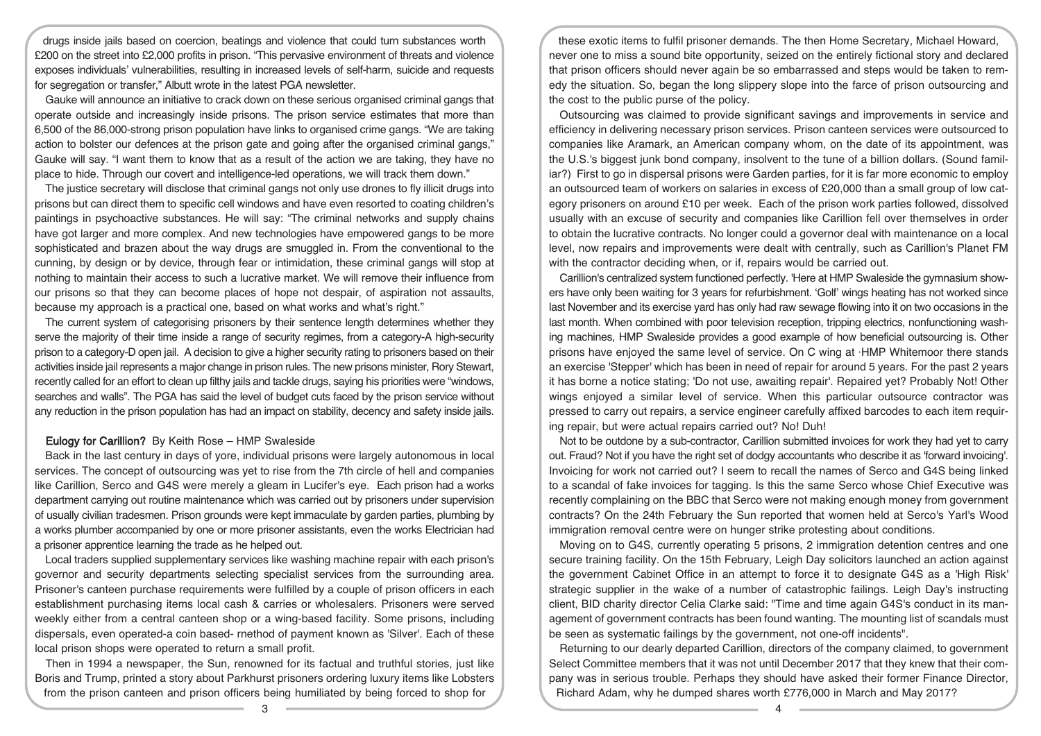drugs inside jails based on coercion, beatings and violence that could turn substances worth £200 on the street into £2,000 profits in prison. "This pervasive environment of threats and violence exposes individuals' vulnerabilities, resulting in increased levels of self-harm, suicide and requests for segregation or transfer," Albutt wrote in the latest PGA newsletter.

Gauke will announce an initiative to crack down on these serious organised criminal gangs that operate outside and increasingly inside prisons. The prison service estimates that more than 6,500 of the 86,000-strong prison population have links to organised crime gangs. "We are taking action to bolster our defences at the prison gate and going after the organised criminal gangs," Gauke will say. "I want them to know that as a result of the action we are taking, they have no place to hide. Through our covert and intelligence-led operations, we will track them down."

The justice secretary will disclose that criminal gangs not only use drones to fly illicit drugs into prisons but can direct them to specific cell windows and have even resorted to coating children's paintings in psychoactive substances. He will say: "The criminal networks and supply chains have got larger and more complex. And new technologies have empowered gangs to be more sophisticated and brazen about the way drugs are smuggled in. From the conventional to the cunning, by design or by device, through fear or intimidation, these criminal gangs will stop at nothing to maintain their access to such a lucrative market. We will remove their influence from our prisons so that they can become places of hope not despair, of aspiration not assaults, because my approach is a practical one, based on what works and what's right."

The current system of categorising prisoners by their sentence length determines whether they serve the majority of their time inside a range of security regimes, from a category-A high-security prison to a category-D open jail. A decision to give a higher security rating to prisoners based on their activities inside jail represents a major change in prison rules. The new prisons minister, Rory Stewart, recently called for an effort to clean up filthy jails and tackle drugs, saying his priorities were "windows, searches and walls". The PGA has said the level of budget cuts faced by the prison service without any reduction in the prison population has had an impact on stability, decency and safety inside jails.

**Eulogy for Carillion?** By Keith Rose – HMP Swaleside

Back in the last century in days of yore, individual prisons were largely autonomous in local services. The concept of outsourcing was yet to rise from the 7th circle of hell and companies like Carillion, Serco and G4S were merely a gleam in Lucifer's eye. Each prison had a works department carrying out routine maintenance which was carried out by prisoners under supervision of usually civilian tradesmen. Prison grounds were kept immaculate by garden parties, plumbing by a works plumber accompanied by one or more prisoner assistants, even the works Electrician had a prisoner apprentice learning the trade as he helped out.

Local traders supplied supplementary services like washing machine repair with each prison's governor and security departments selecting specialist services from the surrounding area. Prisoner's canteen purchase requirements were fulfilled by a couple of prison officers in each establishment purchasing items local cash & carries or wholesalers. Prisoners were served weekly either from a central canteen shop or a wing-based facility. Some prisons, including dispersals, even operated-a coin based- rnethod of payment known as 'Silver'. Each of these local prison shops were operated to return a small profit.

Then in 1994 a newspaper, the Sun, renowned for its factual and truthful stories, just like Boris and Trump, printed a story about Parkhurst prisoners ordering luxury items like Lobsters from the prison canteen and prison officers being humiliated by being forced to shop for these exotic items to fulfil prisoner demands. The then Home Secretary, Michael Howard, never one to miss a sound bite opportunity, seized on the entirely fictional story and declared that prison officers should never again be so embarrassed and steps would be taken to remedy the situation. So, began the long slippery slope into the farce of prison outsourcing and the cost to the public purse of the policy.

Outsourcing was claimed to provide significant savings and improvements in service and efficiency in delivering necessary prison services. Prison canteen services were outsourced to companies like Aramark, an American company whom, on the date of its appointment, was the U.S.'s biggest junk bond company, insolvent to the tune of a billion dollars. (Sound familiar?) First to go in dispersal prisons were Garden parties, for it is far more economic to employ an outsourced team of workers on salaries in excess of £20,000 than a small group of low category prisoners on around £10 per week. Each of the prison work parties followed, dissolved usually with an excuse of security and companies like Carillion fell over themselves in order to obtain the lucrative contracts. No longer could a governor deal with maintenance on a local level, now repairs and improvements were dealt with centrally, such as Carillion's Planet FM with the contractor deciding when, or if, repairs would be carried out.

Carillion's centralized system functioned perfectly. 'Here at HMP Swaleside the gymnasium showers have only been waiting for 3 years for refurbishment. 'Golf' wings heating has not worked since last November and its exercise yard has only had raw sewage flowing into it on two occasions in the last month. When combined with poor television reception, tripping electrics, nonfunctioning washing machines, HMP Swaleside provides a good example of how beneficial outsourcing is. Other prisons have enjoyed the same level of service. On C wing at ·HMP Whitemoor there stands an exercise 'Stepper' which has been in need of repair for around 5 years. For the past 2 years it has borne a notice stating; 'Do not use, awaiting repair'. Repaired yet? Probably Not! Other wings enjoyed a similar level of service. When this particular outsource contractor was pressed to carry out repairs, a service engineer carefully affixed barcodes to each item requiring repair, but were actual repairs carried out? No! Duh!

Not to be outdone by a sub-contractor, Carillion submitted invoices for work they had yet to carry out. Fraud? Not if you have the right set of dodgy accountants who describe it as 'forward invoicing'. Invoicing for work not carried out? I seem to recall the names of Serco and G4S being linked to a scandal of fake invoices for tagging. Is this the same Serco whose Chief Executive was recently complaining on the BBC that Serco were not making enough money from government contracts? On the 24th February the Sun reported that women held at Serco's Yarl's Wood immigration removal centre were on hunger strike protesting about conditions.

Moving on to G4S, currently operating 5 prisons, 2 immigration detention centres and one secure training facility. On the 15th February, Leigh Day solicitors launched an action against the government Cabinet Office in an attempt to force it to designate G4S as a 'High Risk' strategic supplier in the wake of a number of catastrophic failings. Leigh Day's instructing client, BID charity director Celia Clarke said: "Time and time again G4S's conduct in its management of government contracts has been found wanting. The mounting list of scandals must be seen as systematic failings by the government, not one-off incidents".

Returning to our dearly departed Carillion, directors of the company claimed, to government Select Committee members that it was not until December 2017 that they knew that their company was in serious trouble. Perhaps they should have asked their former Finance Director, Richard Adam, why he dumped shares worth £776,000 in March and May 2017?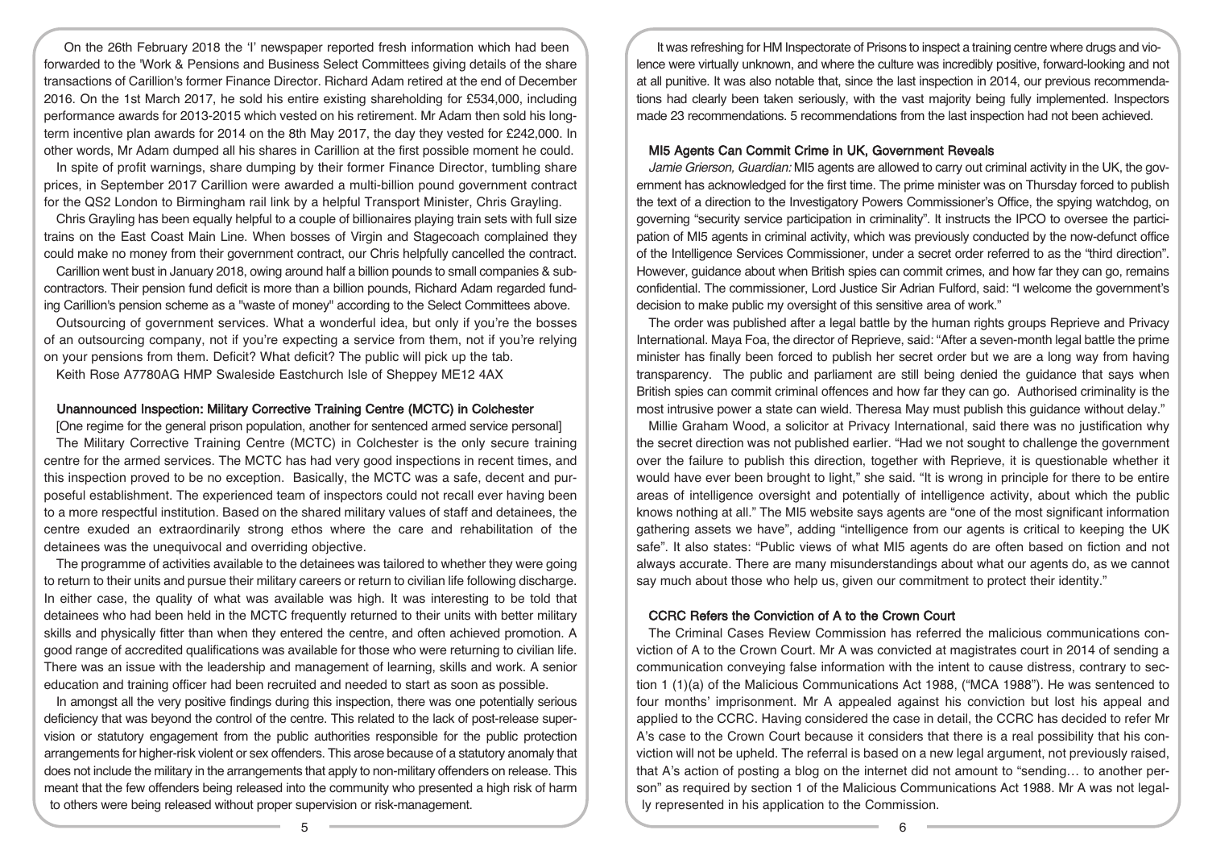On the 26th February 2018 the 'I' newspaper reported fresh information which had been forwarded to the 'Work & Pensions and Business Select Committees giving details of the share transactions of Carillion's former Finance Director. Richard Adam retired at the end of December 2016. On the 1st March 2017, he sold his entire existing shareholding for £534,000, including performance awards for 2013-2015 which vested on his retirement. Mr Adam then sold his long-term incentive plan awards for 2014 on the 8th May 2017, the day they vested for £242,000. In other words, Mr Adam dumped all his shares in Carillion at the first possible moment he could.

In spite of profit warnings, share dumping by their former Finance Director, tumbling share prices, in September 2017 Carillion were awarded a multi-billion pound government contract for the QS2 London to Birmingham rail link by a helpful Transport Minister, Chris Grayling.

Chris Grayling has been equally helpful to a couple of billionaires playing train sets with full size trains on the East Coast Main Line. When bosses of Virgin and Stagecoach complained they could make no money from their government contract, our Chris helpfully cancelled the contract.

Carillion went bust in January 2018, owing around half a billion pounds to small companies & sub-contractors. Their pension fund deficit is more than a billion pounds, Richard Adam regarded funding Carillion's pension scheme as a "waste of money" according to the Select Committees above.

Outsourcing of government services. What a wonderful idea, but only if you're the bosses of an outsourcing company, not if you're expecting a service from them, not if you're relying on your pensions from them. Deficit? What deficit? The public will pick up the tab.

Keith Rose A7780AG HMP Swaleside Eastchurch Isle of Sheppey ME12 4AX

### Unannounced Inspection: Military Corrective Training Centre (MCTC) in Colchester

[One regime for the general prison population, another for sentenced armed service personal]

The Military Corrective Training Centre (MCTC) in Colchester is the only secure training centre for the armed services. The MCTC has had very good inspections in recent times, and this inspection proved to be no exception. Basically, the MCTC was a safe, decent and purposeful establishment. The experienced team of inspectors could not recall ever having been to a more respectful institution. Based on the shared military values of staff and detainees, the centre exuded an extraordinarily strong ethos where the care and rehabilitation of the detainees was the unequivocal and overriding objective.

The programme of activities available to the detainees was tailored to whether they were going to return to their units and pursue their military careers or return to civilian life following discharge. In either case, the quality of what was available was high. It was interesting to be told that detainees who had been held in the MCTC frequently returned to their units with better military skills and physically fitter than when they entered the centre, and often achieved promotion. A good range of accredited qualifications was available for those who were returning to civilian life. There was an issue with the leadership and management of learning, skills and work. A senior education and training officer had been recruited and needed to start as soon as possible.

In amongst all the very positive findings during this inspection, there was one potentially serious deficiency that was beyond the control of the centre. This related to the lack of post-release supervision or statutory engagement from the public authorities responsible for the public protection arrangements for higher-risk violent or sex offenders. This arose because of a statutory anomaly that does not include the military in the arrangements that apply to non-military offenders on release. This meant that the few offenders being released into the community who presented a high risk of harm to others were being released without proper supervision or risk-management.

It was refreshing for HM Inspectorate of Prisons to inspect a training centre where drugs and violence were virtually unknown, and where the culture was incredibly positive, forward-looking and not at all punitive. It was also notable that, since the last inspection in 2014, our previous recommendations had clearly been taken seriously, with the vast majority being fully implemented. Inspectors made 23 recommendations. 5 recommendations from the last inspection had not been achieved.

### MI5 Agents Can Commit Crime in UK, Government Reveals

*Jamie Grierson, Guardian:* MI5 agents are allowed to carry out criminal activity in the UK, the government has acknowledged for the first time. The prime minister was on Thursday forced to publish the text of a direction to the Investigatory Powers Commissioner's Office, the spying watchdog, on governing "security service participation in criminality". It instructs the IPCO to oversee the participation of MI5 agents in criminal activity, which was previously conducted by the now-defunct office of the Intelligence Services Commissioner, under a secret order referred to as the "third direction". However, guidance about when British spies can commit crimes, and how far they can go, remains confidential. The commissioner, Lord Justice Sir Adrian Fulford, said: "I welcome the government's decision to make public my oversight of this sensitive area of work."

The order was published after a legal battle by the human rights groups Reprieve and Privacy International. Maya Foa, the director of Reprieve, said: "After a seven-month legal battle the prime minister has finally been forced to publish her secret order but we are a long way from having transparency. The public and parliament are still being denied the guidance that says when British spies can commit criminal offences and how far they can go. Authorised criminality is the most intrusive power a state can wield. Theresa May must publish this guidance without delay."

Millie Graham Wood, a solicitor at Privacy International, said there was no justification why the secret direction was not published earlier. "Had we not sought to challenge the government over the failure to publish this direction, together with Reprieve, it is questionable whether it would have ever been brought to light," she said. "It is wrong in principle for there to be entire areas of intelligence oversight and potentially of intelligence activity, about which the public knows nothing at all." The MI5 website says agents are "one of the most significant information gathering assets we have", adding "intelligence from our agents is critical to keeping the UK safe". It also states: "Public views of what MI5 agents do are often based on fiction and not always accurate. There are many misunderstandings about what our agents do, as we cannot say much about those who help us, given our commitment to protect their identity."

### CCRC Refers the Conviction of A to the Crown Court

The Criminal Cases Review Commission has referred the malicious communications conviction of A to the Crown Court. Mr A was convicted at magistrates court in 2014 of sending a communication conveying false information with the intent to cause distress, contrary to section 1 (1)(a) of the Malicious Communications Act 1988, ("MCA 1988"). He was sentenced to four months' imprisonment. Mr A appealed against his conviction but lost his appeal and applied to the CCRC. Having considered the case in detail, the CCRC has decided to refer Mr A's case to the Crown Court because it considers that there is a real possibility that his conviction will not be upheld. The referral is based on a new legal argument, not previously raised, that A's action of posting a blog on the internet did not amount to "sending… to another person" as required by section 1 of the Malicious Communications Act 1988. Mr A was not legally represented in his application to the Commission.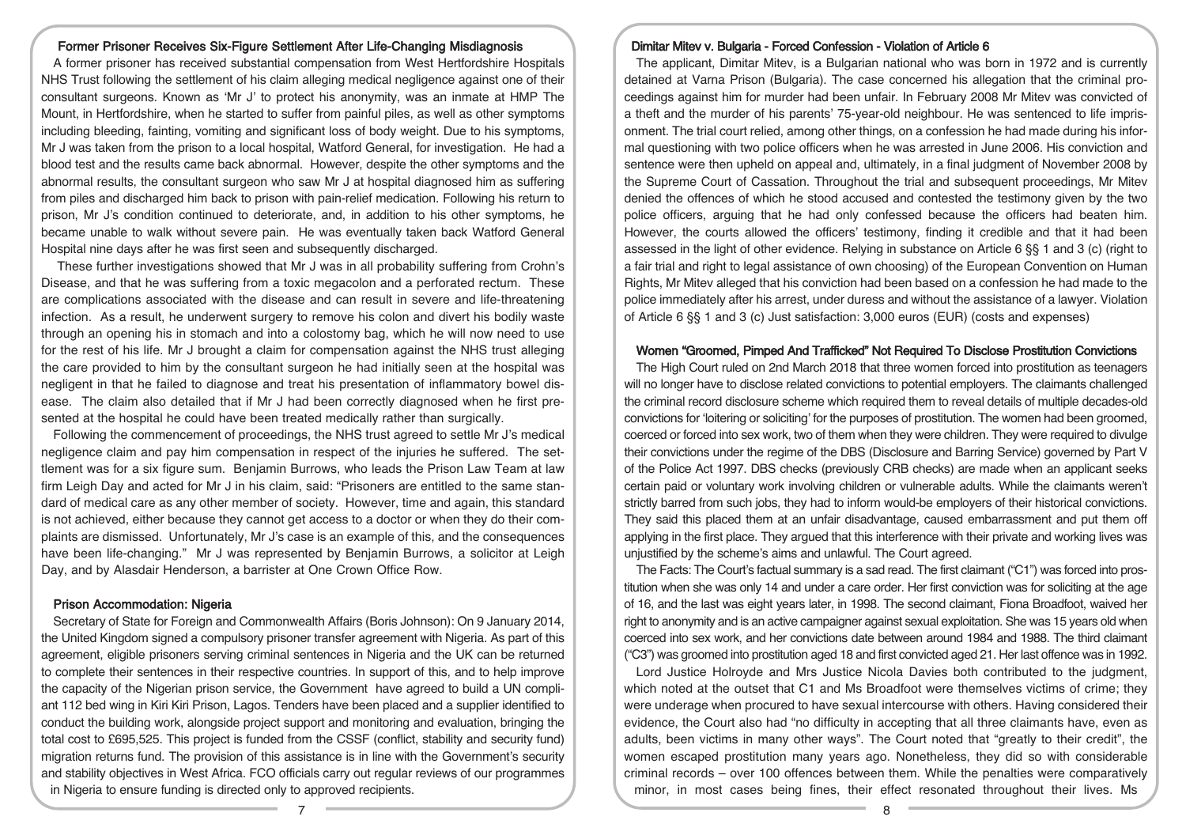## Former Prisoner Receives Six-Figure Settlement After Life-Changing Misdiagnosis

A former prisoner has received substantial compensation from West Hertfordshire Hospitals NHS Trust following the settlement of his claim alleging medical negligence against one of their consultant surgeons. Known as 'Mr J' to protect his anonymity, was an inmate at HMP The Mount, in Hertfordshire, when he started to suffer from painful piles, as well as other symptoms including bleeding, fainting, vomiting and significant loss of body weight. Due to his symptoms, Mr J was taken from the prison to a local hospital, Watford General, for investigation. He had a blood test and the results came back abnormal. However, despite the other symptoms and the abnormal results, the consultant surgeon who saw Mr J at hospital diagnosed him as suffering from piles and discharged him back to prison with pain-relief medication. Following his return to prison, Mr J's condition continued to deteriorate, and, in addition to his other symptoms, he became unable to walk without severe pain. He was eventually taken back Watford General Hospital nine days after he was first seen and subsequently discharged.

These further investigations showed that Mr J was in all probability suffering from Crohn's Disease, and that he was suffering from a toxic megacolon and a perforated rectum. These are complications associated with the disease and can result in severe and life-threatening infection. As a result, he underwent surgery to remove his colon and divert his bodily waste through an opening his in stomach and into a colostomy bag, which he will now need to use for the rest of his life. Mr J brought a claim for compensation against the NHS trust alleging the care provided to him by the consultant surgeon he had initially seen at the hospital was negligent in that he failed to diagnose and treat his presentation of inflammatory bowel disease. The claim also detailed that if Mr J had been correctly diagnosed when he first presented at the hospital he could have been treated medically rather than surgically.

Following the commencement of proceedings, the NHS trust agreed to settle Mr J's medical negligence claim and pay him compensation in respect of the injuries he suffered. The settlement was for a six figure sum. Benjamin Burrows, who leads the Prison Law Team at law firm Leigh Day and acted for Mr J in his claim, said: "Prisoners are entitled to the same standard of medical care as any other member of society. However, time and again, this standard is not achieved, either because they cannot get access to a doctor or when they do their complaints are dismissed. Unfortunately, Mr J's case is an example of this, and the consequences have been life-changing." Mr J was represented by Benjamin Burrows, a solicitor at Leigh Day, and by Alasdair Henderson, a barrister at One Crown Office Row.

## Prison Accommodation: Nigeria

Secretary of State for Foreign and Commonwealth Affairs (Boris Johnson): On 9 January 2014, the United Kingdom signed a compulsory prisoner transfer agreement with Nigeria. As part of this agreement, eligible prisoners serving criminal sentences in Nigeria and the UK can be returned to complete their sentences in their respective countries. In support of this, and to help improve the capacity of the Nigerian prison service, the Government have agreed to build a UN compliant 112 bed wing in Kiri Kiri Prison, Lagos. Tenders have been placed and a supplier identified to conduct the building work, alongside project support and monitoring and evaluation, bringing the total cost to £695,525. This project is funded from the CSSF (conflict, stability and security fund) migration returns fund. The provision of this assistance is in line with the Government's security and stability objectives in West Africa. FCO officials carry out regular reviews of our programmes in Nigeria to ensure funding is directed only to approved recipients.

## Dimitar Mitev v. Bulgaria - Forced Confession - Violation of Article 6

The applicant, Dimitar Mitev, is a Bulgarian national who was born in 1972 and is currently detained at Varna Prison (Bulgaria). The case concerned his allegation that the criminal proceedings against him for murder had been unfair. In February 2008 Mr Mitev was convicted of a theft and the murder of his parents' 75-year-old neighbour. He was sentenced to life imprisonment. The trial court relied, among other things, on a confession he had made during his informal questioning with two police officers when he was arrested in June 2006. His conviction and sentence were then upheld on appeal and, ultimately, in a final judgment of November 2008 by the Supreme Court of Cassation. Throughout the trial and subsequent proceedings, Mr Mitev denied the offences of which he stood accused and contested the testimony given by the two police officers, arguing that he had only confessed because the officers had beaten him. However, the courts allowed the officers' testimony, finding it credible and that it had been assessed in the light of other evidence. Relying in substance on Article 6 §§ 1 and 3 (c) (right to a fair trial and right to legal assistance of own choosing) of the European Convention on Human Rights, Mr Mitev alleged that his conviction had been based on a confession he had made to the police immediately after his arrest, under duress and without the assistance of a lawyer. Violation of Article 6 §§ 1 and 3 (c) Just satisfaction: 3,000 euros (EUR) (costs and expenses)

## Women "Groomed, Pimped And Trafficked" Not Required To Disclose Prostitution Convictions

The High Court ruled on 2nd March 2018 that three women forced into prostitution as teenagers will no longer have to disclose related convictions to potential employers. The claimants challenged the criminal record disclosure scheme which required them to reveal details of multiple decades-old convictions for 'loitering or soliciting' for the purposes of prostitution. The women had been groomed, coerced or forced into sex work, two of them when they were children. They were required to divulge their convictions under the regime of the DBS (Disclosure and Barring Service) governed by Part V of the Police Act 1997. DBS checks (previously CRB checks) are made when an applicant seeks certain paid or voluntary work involving children or vulnerable adults. While the claimants weren't strictly barred from such jobs, they had to inform would-be employers of their historical convictions. They said this placed them at an unfair disadvantage, caused embarrassment and put them off applying in the first place. They argued that this interference with their private and working lives was unjustified by the scheme's aims and unlawful. The Court agreed.

The Facts: The Court's factual summary is a sad read. The first claimant ("C1") was forced into prostitution when she was only 14 and under a care order. Her first conviction was for soliciting at the age of 16, and the last was eight years later, in 1998. The second claimant, Fiona Broadfoot, waived her right to anonymity and is an active campaigner against sexual exploitation. She was 15 years old when coerced into sex work, and her convictions date between around 1984 and 1988. The third claimant ("C3") was groomed into prostitution aged 18 and first convicted aged 21. Her last offence was in 1992.

Lord Justice Holroyde and Mrs Justice Nicola Davies both contributed to the judgment, which noted at the outset that C1 and Ms Broadfoot were themselves victims of crime; they were underage when procured to have sexual intercourse with others. Having considered their evidence, the Court also had "no difficulty in accepting that all three claimants have, even as adults, been victims in many other ways". The Court noted that "greatly to their credit", the women escaped prostitution many years ago. Nonetheless, they did so with considerable criminal records – over 100 offences between them. While the penalties were comparatively minor, in most cases being fines, their effect resonated throughout their lives. Ms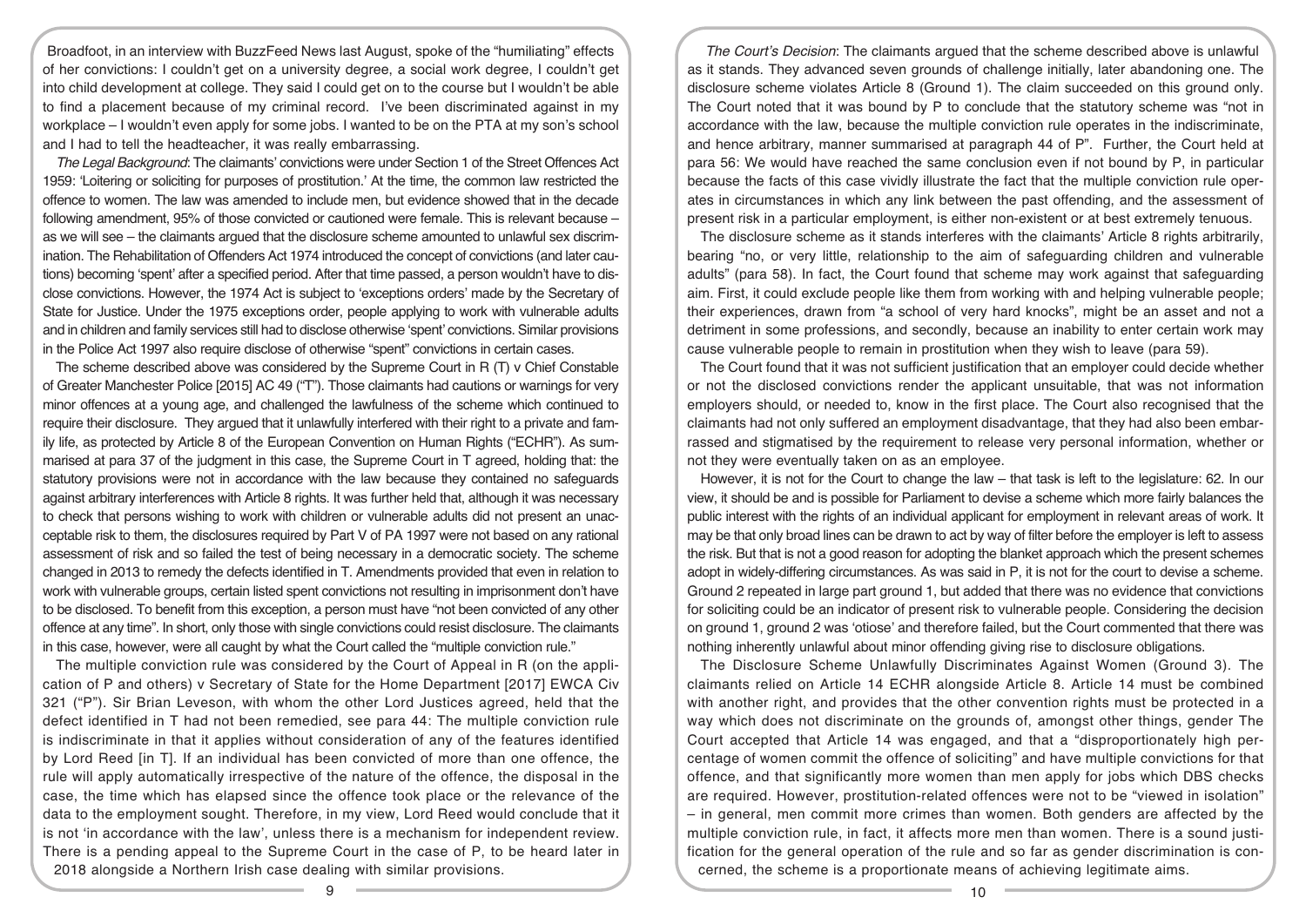Broadfoot, in an interview with BuzzFeed News last August, spoke of the "humiliating" effects of her convictions: I couldn't get on a university degree, a social work degree, I couldn't get into child development at college. They said I could get on to the course but I wouldn't be able to find a placement because of my criminal record. I've been discriminated against in my workplace – I wouldn't even apply for some jobs. I wanted to be on the PTA at my son's school and I had to tell the headteacher, it was really embarrassing.

*The Legal Background*: The claimants' convictions were under Section 1 of the Street Offences Act 1959: 'Loitering or soliciting for purposes of prostitution.' At the time, the common law restricted the offence to women. The law was amended to include men, but evidence showed that in the decade following amendment, 95% of those convicted or cautioned were female. This is relevant because – as we will see – the claimants argued that the disclosure scheme amounted to unlawful sex discrimination. The Rehabilitation of Offenders Act 1974 introduced the concept of convictions (and later cautions) becoming 'spent' after a specified period. After that time passed, a person wouldn't have to disclose convictions. However, the 1974 Act is subject to 'exceptions orders' made by the Secretary of State for Justice. Under the 1975 exceptions order, people applying to work with vulnerable adults and in children and family services still had to disclose otherwise 'spent' convictions. Similar provisions in the Police Act 1997 also require disclose of otherwise "spent" convictions in certain cases.

The scheme described above was considered by the Supreme Court in R (T) v Chief Constable of Greater Manchester Police [2015] AC 49 ("T"). Those claimants had cautions or warnings for very minor offences at a young age, and challenged the lawfulness of the scheme which continued to require their disclosure. They argued that it unlawfully interfered with their right to a private and family life, as protected by Article 8 of the European Convention on Human Rights ("ECHR"). As summarised at para 37 of the judgment in this case, the Supreme Court in T agreed, holding that: the statutory provisions were not in accordance with the law because they contained no safeguards against arbitrary interferences with Article 8 rights. It was further held that, although it was necessary to check that persons wishing to work with children or vulnerable adults did not present an unacceptable risk to them, the disclosures required by Part V of PA 1997 were not based on any rational assessment of risk and so failed the test of being necessary in a democratic society. The scheme changed in 2013 to remedy the defects identified in T. Amendments provided that even in relation to work with vulnerable groups, certain listed spent convictions not resulting in imprisonment don't have to be disclosed. To benefit from this exception, a person must have "not been convicted of any other offence at any time". In short, only those with single convictions could resist disclosure. The claimants in this case, however, were all caught by what the Court called the "multiple conviction rule."

The multiple conviction rule was considered by the Court of Appeal in R (on the application of P and others) v Secretary of State for the Home Department [2017] EWCA Civ 321 ("P"). Sir Brian Leveson, with whom the other Lord Justices agreed, held that the defect identified in T had not been remedied, see para 44: The multiple conviction rule is indiscriminate in that it applies without consideration of any of the features identified by Lord Reed [in T]. If an individual has been convicted of more than one offence, the rule will apply automatically irrespective of the nature of the offence, the disposal in the case, the time which has elapsed since the offence took place or the relevance of the data to the employment sought. Therefore, in my view, Lord Reed would conclude that it is not 'in accordance with the law', unless there is a mechanism for independent review. There is a pending appeal to the Supreme Court in the case of P, to be heard later in 2018 alongside a Northern Irish case dealing with similar provisions.

*The Court's Decision*: The claimants argued that the scheme described above is unlawful as it stands. They advanced seven grounds of challenge initially, later abandoning one. The disclosure scheme violates Article 8 (Ground 1). The claim succeeded on this ground only. The Court noted that it was bound by P to conclude that the statutory scheme was "not in accordance with the law, because the multiple conviction rule operates in the indiscriminate, and hence arbitrary, manner summarised at paragraph 44 of P". Further, the Court held at para 56: We would have reached the same conclusion even if not bound by P, in particular because the facts of this case vividly illustrate the fact that the multiple conviction rule operates in circumstances in which any link between the past offending, and the assessment of present risk in a particular employment, is either non-existent or at best extremely tenuous.

The disclosure scheme as it stands interferes with the claimants' Article 8 rights arbitrarily, bearing "no, or very little, relationship to the aim of safeguarding children and vulnerable adults" (para 58). In fact, the Court found that scheme may work against that safeguarding aim. First, it could exclude people like them from working with and helping vulnerable people; their experiences, drawn from "a school of very hard knocks", might be an asset and not a detriment in some professions, and secondly, because an inability to enter certain work may cause vulnerable people to remain in prostitution when they wish to leave (para 59).

The Court found that it was not sufficient justification that an employer could decide whether or not the disclosed convictions render the applicant unsuitable, that was not information employers should, or needed to, know in the first place. The Court also recognised that the claimants had not only suffered an employment disadvantage, that they had also been embarrassed and stigmatised by the requirement to release very personal information, whether or not they were eventually taken on as an employee.

However, it is not for the Court to change the law – that task is left to the legislature: 62. In our view, it should be and is possible for Parliament to devise a scheme which more fairly balances the public interest with the rights of an individual applicant for employment in relevant areas of work. It may be that only broad lines can be drawn to act by way of filter before the employer is left to assess the risk. But that is not a good reason for adopting the blanket approach which the present schemes adopt in widely-differing circumstances. As was said in P, it is not for the court to devise a scheme. Ground 2 repeated in large part ground 1, but added that there was no evidence that convictions for soliciting could be an indicator of present risk to vulnerable people. Considering the decision on ground 1, ground 2 was 'otiose' and therefore failed, but the Court commented that there was nothing inherently unlawful about minor offending giving rise to disclosure obligations.

The Disclosure Scheme Unlawfully Discriminates Against Women (Ground 3). The claimants relied on Article 14 ECHR alongside Article 8. Article 14 must be combined with another right, and provides that the other convention rights must be protected in a way which does not discriminate on the grounds of, amongst other things, gender The Court accepted that Article 14 was engaged, and that a "disproportionately high percentage of women commit the offence of soliciting" and have multiple convictions for that offence, and that significantly more women than men apply for jobs which DBS checks are required. However, prostitution-related offences were not to be "viewed in isolation" – in general, men commit more crimes than women. Both genders are affected by the multiple conviction rule, in fact, it affects more men than women. There is a sound justification for the general operation of the rule and so far as gender discrimination is concerned, the scheme is a proportionate means of achieving legitimate aims.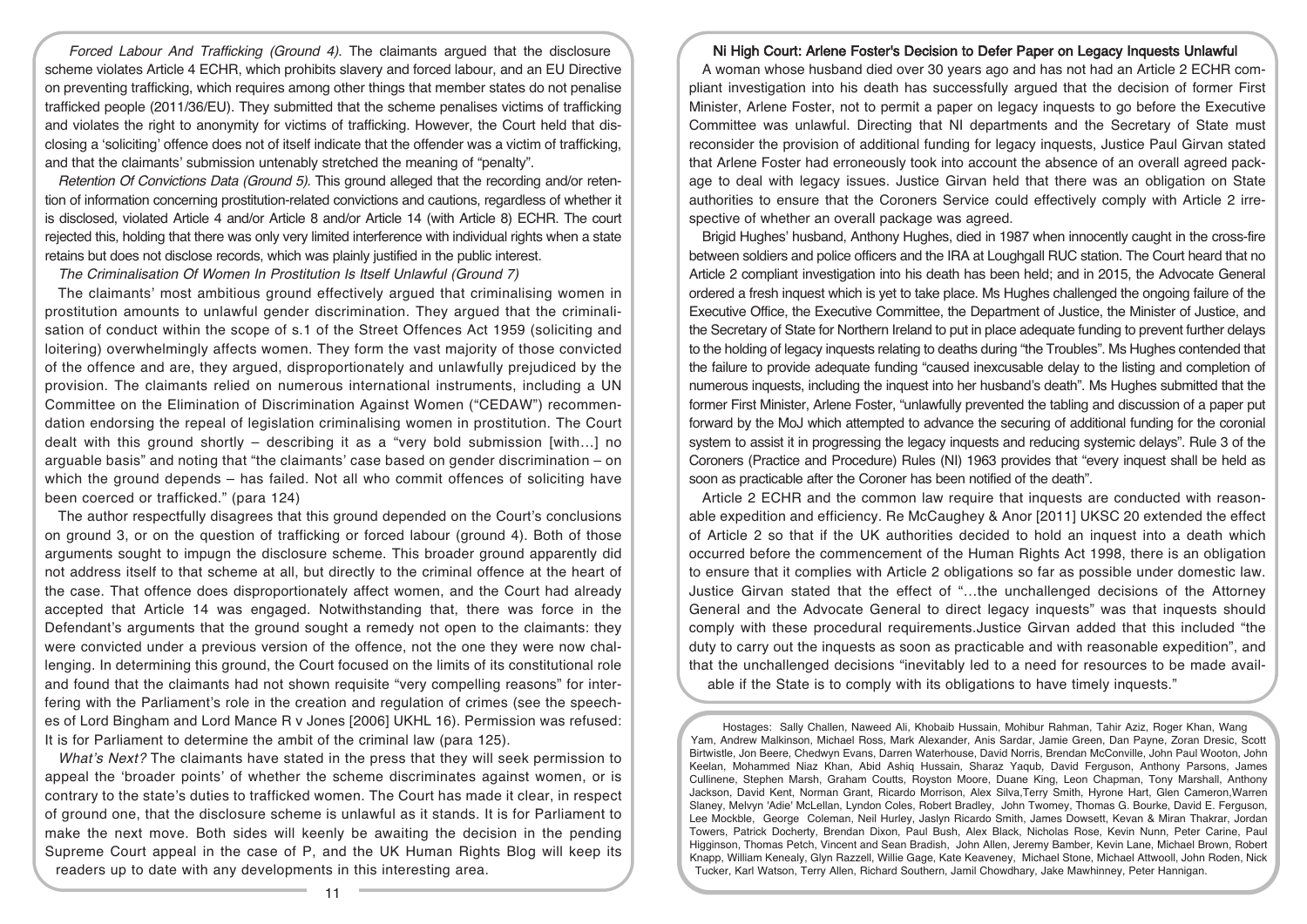*Forced Labour And Trafficking (Ground 4).* The claimants argued that the disclosure scheme violates Article 4 ECHR, which prohibits slavery and forced labour, and an EU Directive on preventing trafficking, which requires among other things that member states do not penalise trafficked people (2011/36/EU). They submitted that the scheme penalises victims of trafficking and violates the right to anonymity for victims of trafficking. However, the Court held that disclosing a 'soliciting' offence does not of itself indicate that the offender was a victim of trafficking, and that the claimants' submission untenably stretched the meaning of "penalty".

*Retention Of Convictions Data (Ground 5).* This ground alleged that the recording and/or retention of information concerning prostitution-related convictions and cautions, regardless of whether it is disclosed, violated Article 4 and/or Article 8 and/or Article 14 (with Article 8) ECHR. The court rejected this, holding that there was only very limited interference with individual rights when a state retains but does not disclose records, which was plainly justified in the public interest.

*The Criminalisation Of Women In Prostitution Is Itself Unlawful (Ground 7)*

The claimants' most ambitious ground effectively argued that criminalising women in prostitution amounts to unlawful gender discrimination. They argued that the criminalisation of conduct within the scope of s.1 of the Street Offences Act 1959 (soliciting and loitering) overwhelmingly affects women. They form the vast majority of those convicted of the offence and are, they argued, disproportionately and unlawfully prejudiced by the provision. The claimants relied on numerous international instruments, including a UN Committee on the Elimination of Discrimination Against Women ("CEDAW") recommendation endorsing the repeal of legislation criminalising women in prostitution. The Court dealt with this ground shortly – describing it as a "very bold submission [with…] no arguable basis" and noting that "the claimants' case based on gender discrimination – on which the ground depends – has failed. Not all who commit offences of soliciting have been coerced or trafficked." (para 124)

The author respectfully disagrees that this ground depended on the Court's conclusions on ground 3, or on the question of trafficking or forced labour (ground 4). Both of those arguments sought to impugn the disclosure scheme. This broader ground apparently did not address itself to that scheme at all, but directly to the criminal offence at the heart of the case. That offence does disproportionately affect women, and the Court had already accepted that Article 14 was engaged. Notwithstanding that, there was force in the Defendant's arguments that the ground sought a remedy not open to the claimants: they were convicted under a previous version of the offence, not the one they were now challenging. In determining this ground, the Court focused on the limits of its constitutional role and found that the claimants had not shown requisite "very compelling reasons" for interfering with the Parliament's role in the creation and regulation of crimes (see the speeches of Lord Bingham and Lord Mance R v Jones [2006] UKHL 16). Permission was refused: It is for Parliament to determine the ambit of the criminal law (para 125).

*What's Next?* The claimants have stated in the press that they will seek permission to appeal the 'broader points' of whether the scheme discriminates against women, or is contrary to the state's duties to trafficked women. The Court has made it clear, in respect of ground one, that the disclosure scheme is unlawful as it stands. It is for Parliament to make the next move. Both sides will keenly be awaiting the decision in the pending Supreme Court appeal in the case of P, and the UK Human Rights Blog will keep its readers up to date with any developments in this interesting area.

## NI High Court: Arlene Foster's Decision to Defer Paper on Legacy Inquests Unlawful

A woman whose husband died over 30 years ago and has not had an Article 2 ECHR compliant investigation into his death has successfully argued that the decision of former First Minister, Arlene Foster, not to permit a paper on legacy inquests to go before the Executive Committee was unlawful. Directing that NI departments and the Secretary of State must reconsider the provision of additional funding for legacy inquests, Justice Paul Girvan stated that Arlene Foster had erroneously took into account the absence of an overall agreed package to deal with legacy issues. Justice Girvan held that there was an obligation on State authorities to ensure that the Coroners Service could effectively comply with Article 2 irrespective of whether an overall package was agreed.

Brigid Hughes' husband, Anthony Hughes, died in 1987 when innocently caught in the cross-fire between soldiers and police officers and the IRA at Loughgall RUC station. The Court heard that no Article 2 compliant investigation into his death has been held; and in 2015, the Advocate General ordered a fresh inquest which is yet to take place. Ms Hughes challenged the ongoing failure of the Executive Office, the Executive Committee, the Department of Justice, the Minister of Justice, and the Secretary of State for Northern Ireland to put in place adequate funding to prevent further delays to the holding of legacy inquests relating to deaths during "the Troubles". Ms Hughes contended that the failure to provide adequate funding "caused inexcusable delay to the listing and completion of numerous inquests, including the inquest into her husband's death". Ms Hughes submitted that the former First Minister, Arlene Foster, "unlawfully prevented the tabling and discussion of a paper put forward by the MoJ which attempted to advance the securing of additional funding for the coronial system to assist it in progressing the legacy inquests and reducing systemic delays". Rule 3 of the Coroners (Practice and Procedure) Rules (NI) 1963 provides that "every inquest shall be held as soon as practicable after the Coroner has been notified of the death".

Article 2 ECHR and the common law require that inquests are conducted with reasonable expedition and efficiency. Re McCaughey & Anor [2011] UKSC 20 extended the effect of Article 2 so that if the UK authorities decided to hold an inquest into a death which occurred before the commencement of the Human Rights Act 1998, there is an obligation to ensure that it complies with Article 2 obligations so far as possible under domestic law. Justice Girvan stated that the effect of "…the unchallenged decisions of the Attorney General and the Advocate General to direct legacy inquests" was that inquests should comply with these procedural requirements.Justice Girvan added that this included "the duty to carry out the inquests as soon as practicable and with reasonable expedition", and that the unchallenged decisions "inevitably led to a need for resources to be made available if the State is to comply with its obligations to have timely inquests."

Hostages: Sally Challen, Naweed Ali, Khobaib Hussain, Mohibur Rahman, Tahir Aziz, Roger Khan, Wang Yam, Andrew Malkinson, Michael Ross, Mark Alexander, Anis Sardar, Jamie Green, Dan Payne, Zoran Dresic, Scott Birtwistle, Jon Beere, Chedwyn Evans, Darren Waterhouse, David Norris, Brendan McConville, John Paul Wooton, John Keelan, Mohammed Niaz Khan, Abid Ashiq Hussain, Sharaz Yaqub, David Ferguson, Anthony Parsons, James Cullinene, Stephen Marsh, Graham Coutts, Royston Moore, Duane King, Leon Chapman, Tony Marshall, Anthony Jackson, David Kent, Norman Grant, Ricardo Morrison, Alex Silva,Terry Smith, Hyrone Hart, Glen Cameron,Warren Slaney, Melvyn 'Adie' McLellan, Lyndon Coles, Robert Bradley, John Twomey, Thomas G. Bourke, David E. Ferguson, Lee Mockble, George Coleman, Neil Hurley, Jaslyn Ricardo Smith, James Dowsett, Kevan & Miran Thakrar, Jordan Towers, Patrick Docherty, Brendan Dixon, Paul Bush, Alex Black, Nicholas Rose, Kevin Nunn, Peter Carine, Paul Higginson, Thomas Petch, Vincent and Sean Bradish, John Allen, Jeremy Bamber, Kevin Lane, Michael Brown, Robert Knapp, William Kenealy, Glyn Razzell, Willie Gage, Kate Keaveney, Michael Stone, Michael Attwooll, John Roden, Nick Tucker, Karl Watson, Terry Allen, Richard Southern, Jamil Chowdhary, Jake Mawhinney, Peter Hannigan.